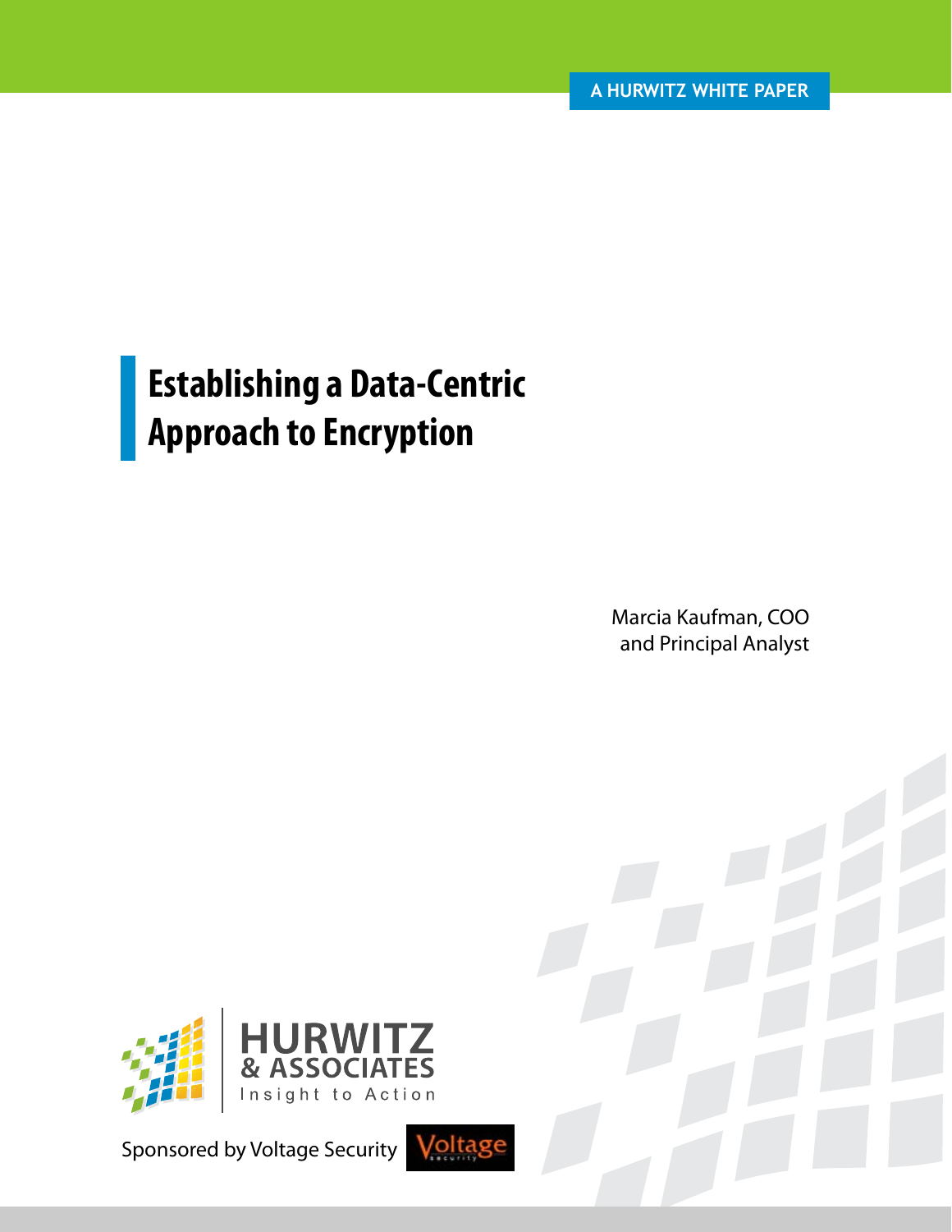A HURWITZ WHITE PAPER

# Establishing a Data-Centric Approach to Encryption

Marcia Kaufman, COO
and Principal Analyst

HURWITZ & ASSOCIATES
Insight to Action

Sponsored by Voltage Security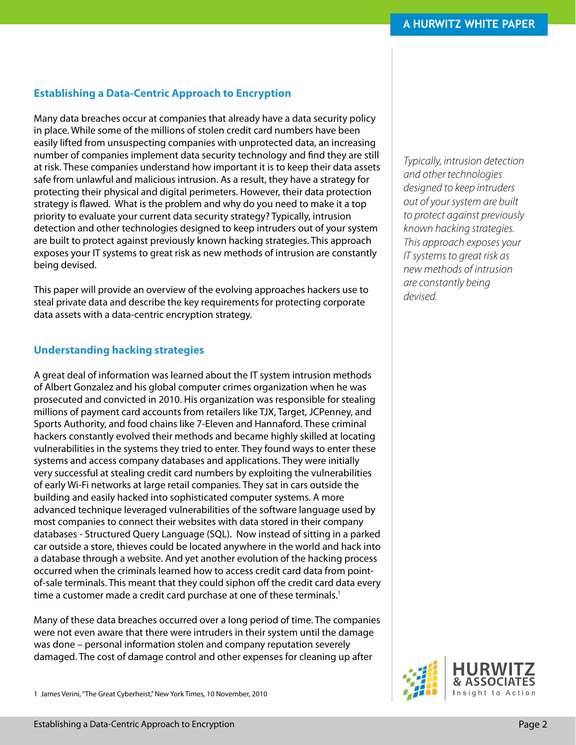## Establishing a Data-Centric Approach to Encryption

Many data breaches occur at companies that already have a data security policy in place. While some of the millions of stolen credit card numbers have been easily lifted from unsuspecting companies with unprotected data, an increasing number of companies implement data security technology and find they are still at risk. These companies understand how important it is to keep their data assets safe from unlawful and malicious intrusion. As a result, they have a strategy for protecting their physical and digital perimeters. However, their data protection strategy is flawed. What is the problem and why do you need to make it a top priority to evaluate your current data security strategy? Typically, intrusion detection and other technologies designed to keep intruders out of your system are built to protect against previously known hacking strategies. This approach exposes your IT systems to great risk as new methods of intrusion are constantly being devised.

*Typically, intrusion detection and other technologies designed to keep intruders out of your system are built to protect against previously known hacking strategies. This approach exposes your IT systems to great risk as new methods of intrusion are constantly being devised.*

This paper will provide an overview of the evolving approaches hackers use to steal private data and describe the key requirements for protecting corporate data assets with a data-centric encryption strategy.

## Understanding hacking strategies

A great deal of information was learned about the IT system intrusion methods of Albert Gonzalez and his global computer crimes organization when he was prosecuted and convicted in 2010. His organization was responsible for stealing millions of payment card accounts from retailers like TJX, Target, JCPenney, and Sports Authority, and food chains like 7-Eleven and Hannaford. These criminal hackers constantly evolved their methods and became highly skilled at locating vulnerabilities in the systems they tried to enter. They found ways to enter these systems and access company databases and applications. They were initially very successful at stealing credit card numbers by exploiting the vulnerabilities of early Wi-Fi networks at large retail companies. They sat in cars outside the building and easily hacked into sophisticated computer systems. A more advanced technique leveraged vulnerabilities of the software language used by most companies to connect their websites with data stored in their company databases - Structured Query Language (SQL). Now instead of sitting in a parked car outside a store, thieves could be located anywhere in the world and hack into a database through a website. And yet another evolution of the hacking process occurred when the criminals learned how to access credit card data from point-of-sale terminals. This meant that they could siphon off the credit card data every time a customer made a credit card purchase at one of these terminals.[1]

Many of these data breaches occurred over a long period of time. The companies were not even aware that there were intruders in their system until the damage was done – personal information stolen and company reputation severely damaged. The cost of damage control and other expenses for cleaning up after

1 James Verini, "The Great Cyberheist," New York Times, 10 November, 2010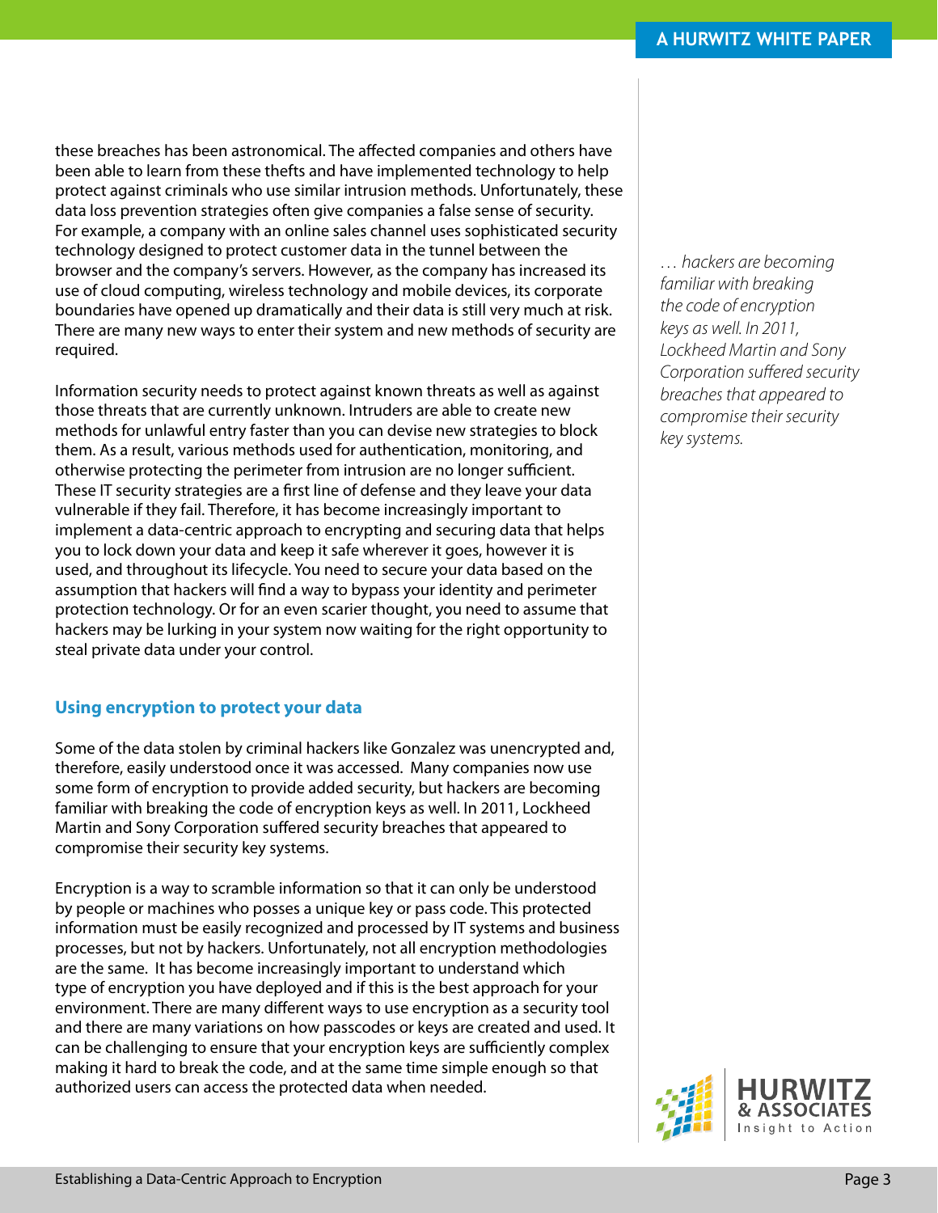these breaches has been astronomical. The affected companies and others have been able to learn from these thefts and have implemented technology to help protect against criminals who use similar intrusion methods. Unfortunately, these data loss prevention strategies often give companies a false sense of security. For example, a company with an online sales channel uses sophisticated security technology designed to protect customer data in the tunnel between the browser and the company's servers. However, as the company has increased its use of cloud computing, wireless technology and mobile devices, its corporate boundaries have opened up dramatically and their data is still very much at risk. There are many new ways to enter their system and new methods of security are required.

Information security needs to protect against known threats as well as against those threats that are currently unknown. Intruders are able to create new methods for unlawful entry faster than you can devise new strategies to block them. As a result, various methods used for authentication, monitoring, and otherwise protecting the perimeter from intrusion are no longer sufficient. These IT security strategies are a first line of defense and they leave your data vulnerable if they fail. Therefore, it has become increasingly important to implement a data-centric approach to encrypting and securing data that helps you to lock down your data and keep it safe wherever it goes, however it is used, and throughout its lifecycle. You need to secure your data based on the assumption that hackers will find a way to bypass your identity and perimeter protection technology. Or for an even scarier thought, you need to assume that hackers may be lurking in your system now waiting for the right opportunity to steal private data under your control.

## Using encryption to protect your data

Some of the data stolen by criminal hackers like Gonzalez was unencrypted and, therefore, easily understood once it was accessed. Many companies now use some form of encryption to provide added security, but hackers are becoming familiar with breaking the code of encryption keys as well. In 2011, Lockheed Martin and Sony Corporation suffered security breaches that appeared to compromise their security key systems.

*… hackers are becoming familiar with breaking the code of encryption keys as well. In 2011, Lockheed Martin and Sony Corporation suffered security breaches that appeared to compromise their security key systems.*

Encryption is a way to scramble information so that it can only be understood by people or machines who posses a unique key or pass code. This protected information must be easily recognized and processed by IT systems and business processes, but not by hackers. Unfortunately, not all encryption methodologies are the same. It has become increasingly important to understand which type of encryption you have deployed and if this is the best approach for your environment. There are many different ways to use encryption as a security tool and there are many variations on how passcodes or keys are created and used. It can be challenging to ensure that your encryption keys are sufficiently complex making it hard to break the code, and at the same time simple enough so that authorized users can access the protected data when needed.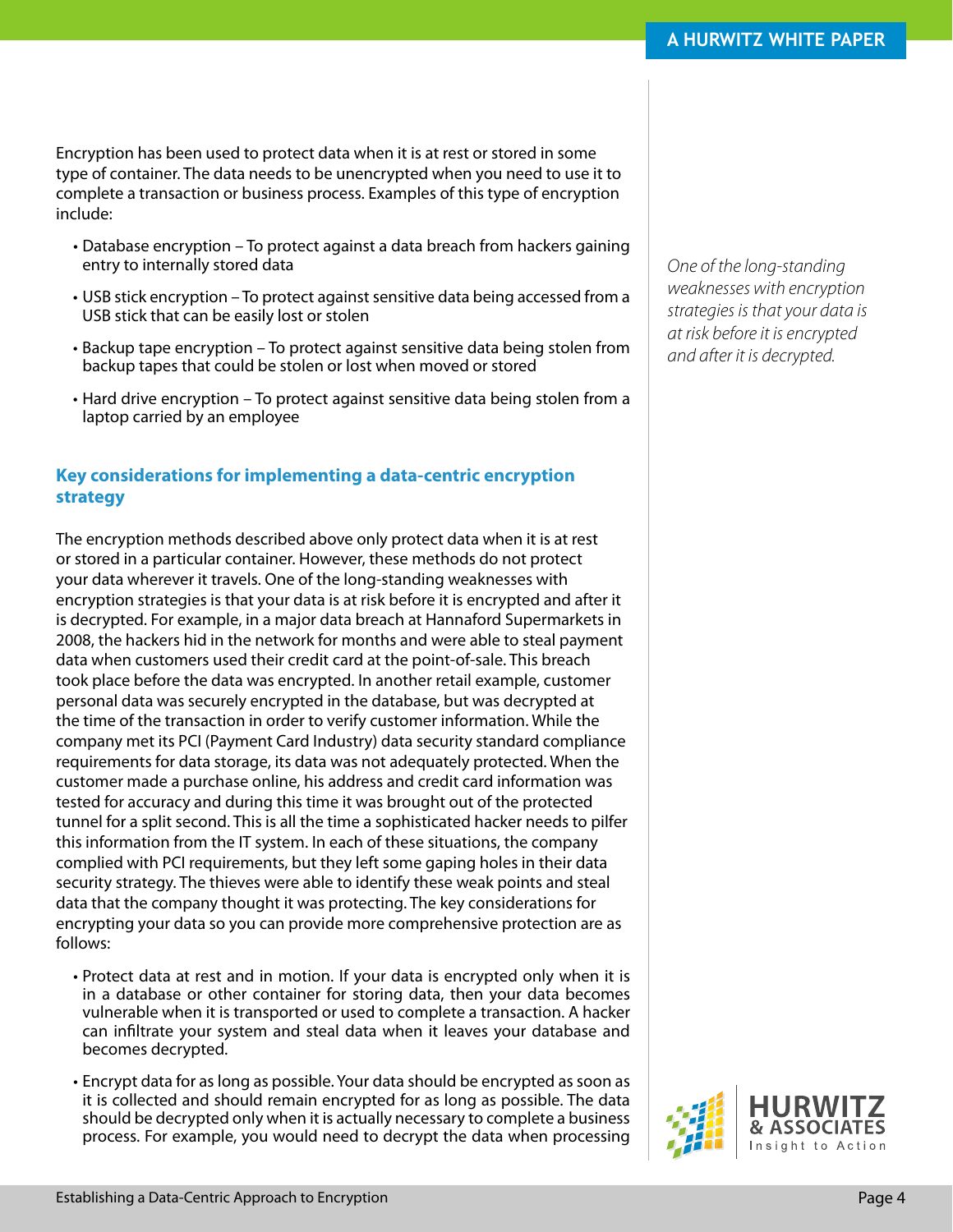Encryption has been used to protect data when it is at rest or stored in some type of container. The data needs to be unencrypted when you need to use it to complete a transaction or business process. Examples of this type of encryption include:

- Database encryption – To protect against a data breach from hackers gaining entry to internally stored data
- USB stick encryption – To protect against sensitive data being accessed from a USB stick that can be easily lost or stolen
- Backup tape encryption – To protect against sensitive data being stolen from backup tapes that could be stolen or lost when moved or stored
- Hard drive encryption – To protect against sensitive data being stolen from a laptop carried by an employee

*One of the long-standing weaknesses with encryption strategies is that your data is at risk before it is encrypted and after it is decrypted.*

## Key considerations for implementing a data-centric encryption strategy

The encryption methods described above only protect data when it is at rest or stored in a particular container. However, these methods do not protect your data wherever it travels. One of the long-standing weaknesses with encryption strategies is that your data is at risk before it is encrypted and after it is decrypted. For example, in a major data breach at Hannaford Supermarkets in 2008, the hackers hid in the network for months and were able to steal payment data when customers used their credit card at the point-of-sale. This breach took place before the data was encrypted. In another retail example, customer personal data was securely encrypted in the database, but was decrypted at the time of the transaction in order to verify customer information. While the company met its PCI (Payment Card Industry) data security standard compliance requirements for data storage, its data was not adequately protected. When the customer made a purchase online, his address and credit card information was tested for accuracy and during this time it was brought out of the protected tunnel for a split second. This is all the time a sophisticated hacker needs to pilfer this information from the IT system. In each of these situations, the company complied with PCI requirements, but they left some gaping holes in their data security strategy. The thieves were able to identify these weak points and steal data that the company thought it was protecting. The key considerations for encrypting your data so you can provide more comprehensive protection are as follows:

- Protect data at rest and in motion. If your data is encrypted only when it is in a database or other container for storing data, then your data becomes vulnerable when it is transported or used to complete a transaction. A hacker can infiltrate your system and steal data when it leaves your database and becomes decrypted.
- Encrypt data for as long as possible. Your data should be encrypted as soon as it is collected and should remain encrypted for as long as possible. The data should be decrypted only when it is actually necessary to complete a business process. For example, you would need to decrypt the data when processing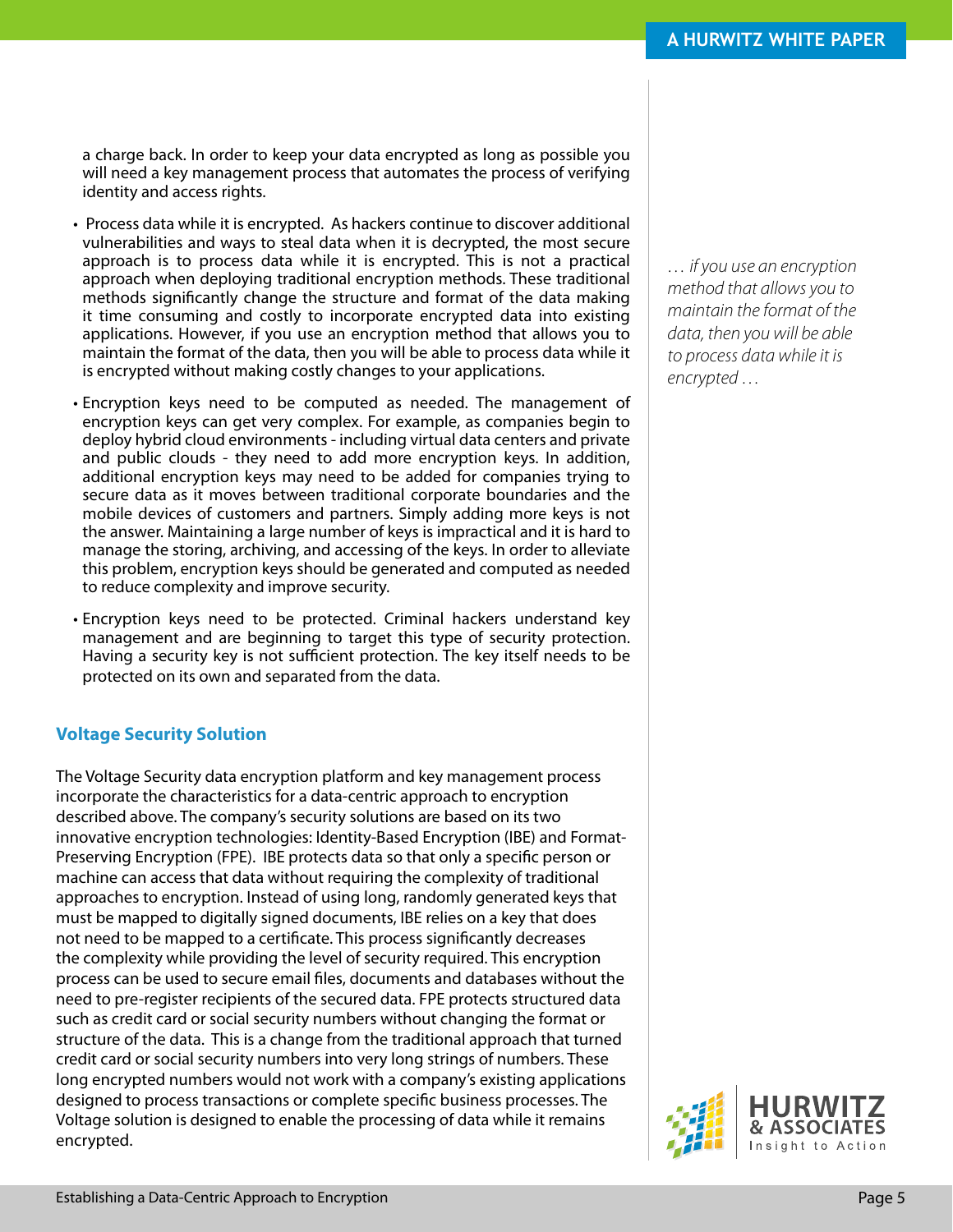a charge back. In order to keep your data encrypted as long as possible you will need a key management process that automates the process of verifying identity and access rights.

- Process data while it is encrypted. As hackers continue to discover additional vulnerabilities and ways to steal data when it is decrypted, the most secure approach is to process data while it is encrypted. This is not a practical approach when deploying traditional encryption methods. These traditional methods significantly change the structure and format of the data making it time consuming and costly to incorporate encrypted data into existing applications. However, if you use an encryption method that allows you to maintain the format of the data, then you will be able to process data while it is encrypted without making costly changes to your applications.

- Encryption keys need to be computed as needed. The management of encryption keys can get very complex. For example, as companies begin to deploy hybrid cloud environments - including virtual data centers and private and public clouds - they need to add more encryption keys. In addition, additional encryption keys may need to be added for companies trying to secure data as it moves between traditional corporate boundaries and the mobile devices of customers and partners. Simply adding more keys is not the answer. Maintaining a large number of keys is impractical and it is hard to manage the storing, archiving, and accessing of the keys. In order to alleviate this problem, encryption keys should be generated and computed as needed to reduce complexity and improve security.

- Encryption keys need to be protected. Criminal hackers understand key management and are beginning to target this type of security protection. Having a security key is not sufficient protection. The key itself needs to be protected on its own and separated from the data.

*… if you use an encryption method that allows you to maintain the format of the data, then you will be able to process data while it is encrypted …*

## Voltage Security Solution

The Voltage Security data encryption platform and key management process incorporate the characteristics for a data-centric approach to encryption described above. The company's security solutions are based on its two innovative encryption technologies: Identity-Based Encryption (IBE) and Format-Preserving Encryption (FPE). IBE protects data so that only a specific person or machine can access that data without requiring the complexity of traditional approaches to encryption. Instead of using long, randomly generated keys that must be mapped to digitally signed documents, IBE relies on a key that does not need to be mapped to a certificate. This process significantly decreases the complexity while providing the level of security required. This encryption process can be used to secure email files, documents and databases without the need to pre-register recipients of the secured data. FPE protects structured data such as credit card or social security numbers without changing the format or structure of the data. This is a change from the traditional approach that turned credit card or social security numbers into very long strings of numbers. These long encrypted numbers would not work with a company's existing applications designed to process transactions or complete specific business processes. The Voltage solution is designed to enable the processing of data while it remains encrypted.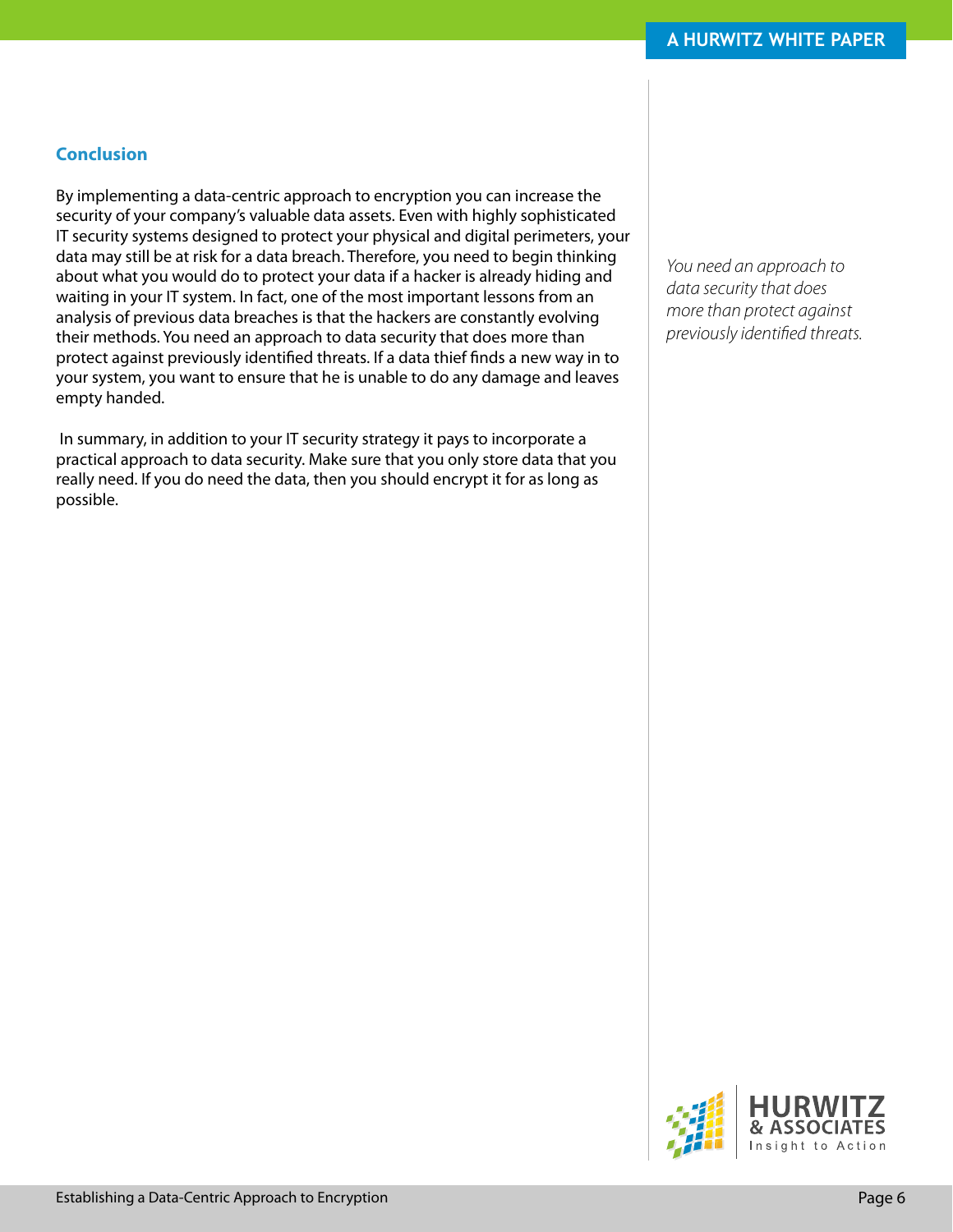## Conclusion

By implementing a data-centric approach to encryption you can increase the security of your company's valuable data assets. Even with highly sophisticated IT security systems designed to protect your physical and digital perimeters, your data may still be at risk for a data breach. Therefore, you need to begin thinking about what you would do to protect your data if a hacker is already hiding and waiting in your IT system. In fact, one of the most important lessons from an analysis of previous data breaches is that the hackers are constantly evolving their methods. You need an approach to data security that does more than protect against previously identified threats. If a data thief finds a new way in to your system, you want to ensure that he is unable to do any damage and leaves empty handed.

*You need an approach to data security that does more than protect against previously identified threats.*

In summary, in addition to your IT security strategy it pays to incorporate a practical approach to data security. Make sure that you only store data that you really need. If you do need the data, then you should encrypt it for as long as possible.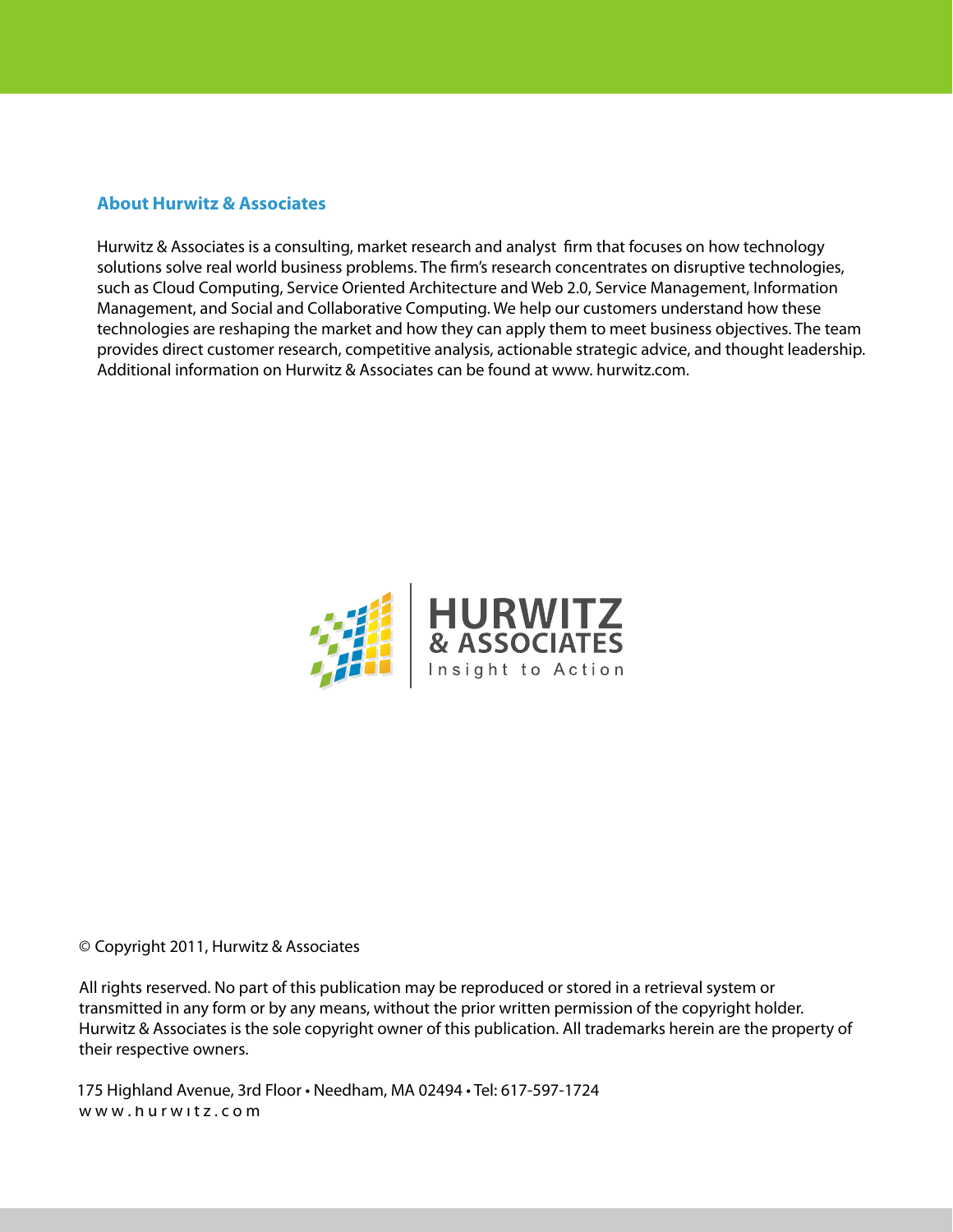## About Hurwitz & Associates

Hurwitz & Associates is a consulting, market research and analyst firm that focuses on how technology solutions solve real world business problems. The firm's research concentrates on disruptive technologies, such as Cloud Computing, Service Oriented Architecture and Web 2.0, Service Management, Information Management, and Social and Collaborative Computing. We help our customers understand how these technologies are reshaping the market and how they can apply them to meet business objectives. The team provides direct customer research, competitive analysis, actionable strategic advice, and thought leadership. Additional information on Hurwitz & Associates can be found at www. hurwitz.com.

HURWITZ
& ASSOCIATES
Insight to Action

© Copyright 2011, Hurwitz & Associates

All rights reserved. No part of this publication may be reproduced or stored in a retrieval system or transmitted in any form or by any means, without the prior written permission of the copyright holder. Hurwitz & Associates is the sole copyright owner of this publication. All trademarks herein are the property of their respective owners.

175 Highland Avenue, 3rd Floor • Needham, MA 02494 • Tel: 617-597-1724
www.hurwitz.com